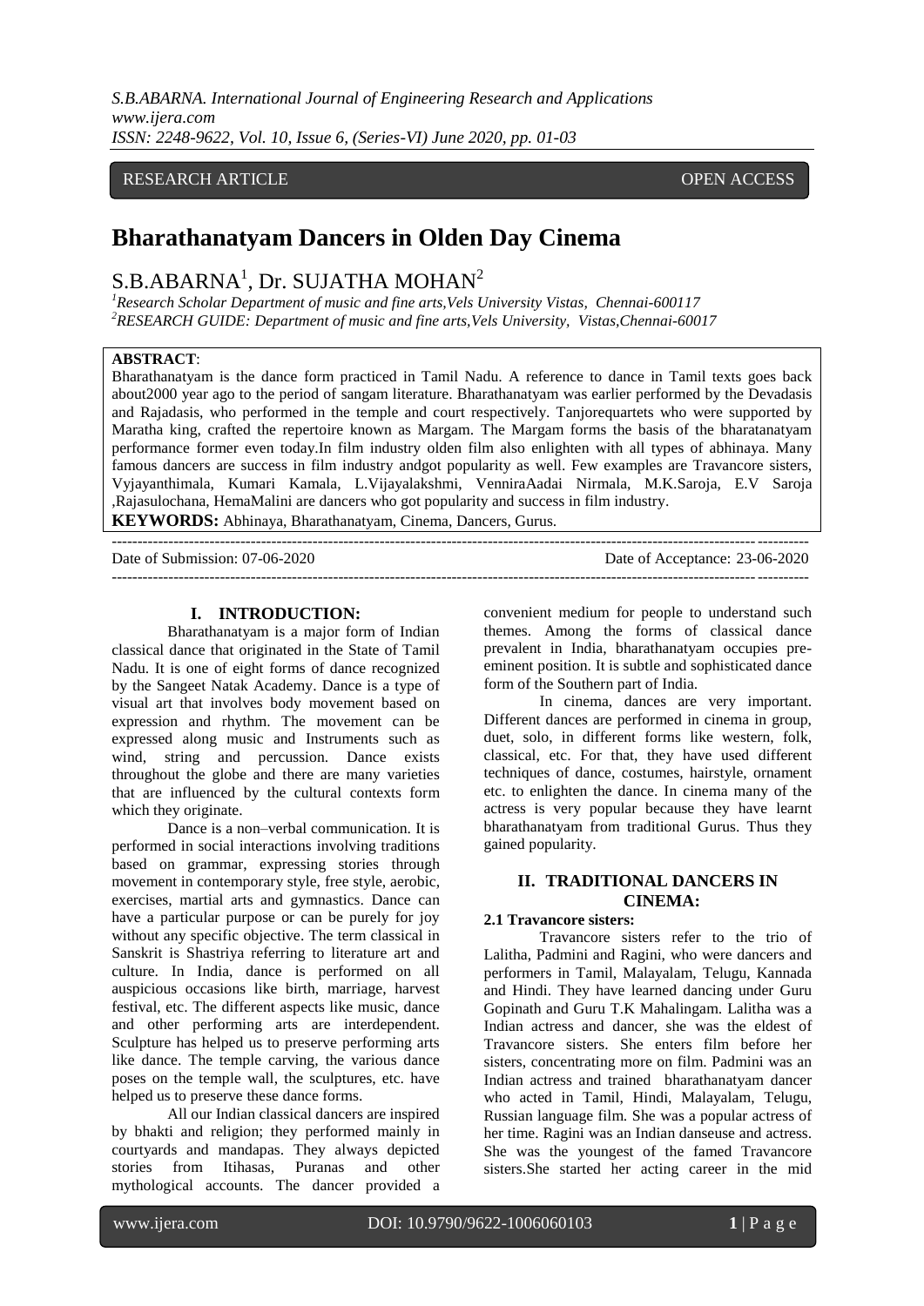RESEARCH ARTICLE OPEN ACCESS

# Bharathanatyam Dancers in Olden Day Cinema

S.B.ABARNA[1], Dr. SUJATHA MOHAN[2]

[1]*Research Scholar Department of music and fine arts,Vels University Vistas, Chennai-600117*
[2]*RESEARCH GUIDE: Department of music and fine arts,Vels University, Vistas,Chennai-60017*

**ABSTRACT**:
Bharathanatyam is the dance form practiced in Tamil Nadu. A reference to dance in Tamil texts goes back about2000 year ago to the period of sangam literature. Bharathanatyam was earlier performed by the Devadasis and Rajadasis, who performed in the temple and court respectively. Tanjorequartets who were supported by Maratha king, crafted the repertoire known as Margam. The Margam forms the basis of the bharatanatyam performance former even today.In film industry olden film also enlighten with all types of abhinaya. Many famous dancers are success in film industry andgot popularity as well. Few examples are Travancore sisters, Vyjayanthimala, Kumari Kamala, L.Vijayalakshmi, VenniraAadai Nirmala, M.K.Saroja, E.V Saroja ,Rajasulochana, HemaMalini are dancers who got popularity and success in film industry.

**KEYWORDS:** Abhinaya, Bharathanatyam, Cinema, Dancers, Gurus.

Date of Submission: 07-06-2020 Date of Acceptance: 23-06-2020

## I. INTRODUCTION:

Bharathanatyam is a major form of Indian classical dance that originated in the State of Tamil Nadu. It is one of eight forms of dance recognized by the Sangeet Natak Academy. Dance is a type of visual art that involves body movement based on expression and rhythm. The movement can be expressed along music and Instruments such as wind, string and percussion. Dance exists throughout the globe and there are many varieties that are influenced by the cultural contexts form which they originate.

Dance is a non–verbal communication. It is performed in social interactions involving traditions based on grammar, expressing stories through movement in contemporary style, free style, aerobic, exercises, martial arts and gymnastics. Dance can have a particular purpose or can be purely for joy without any specific objective. The term classical in Sanskrit is Shastriya referring to literature art and culture. In India, dance is performed on all auspicious occasions like birth, marriage, harvest festival, etc. The different aspects like music, dance and other performing arts are interdependent. Sculpture has helped us to preserve performing arts like dance. The temple carving, the various dance poses on the temple wall, the sculptures, etc. have helped us to preserve these dance forms.

All our Indian classical dancers are inspired by bhakti and religion; they performed mainly in courtyards and mandapas. They always depicted stories from Itihasas, Puranas and other mythological accounts. The dancer provided a convenient medium for people to understand such themes. Among the forms of classical dance prevalent in India, bharathanatyam occupies pre-eminent position. It is subtle and sophisticated dance form of the Southern part of India.

In cinema, dances are very important. Different dances are performed in cinema in group, duet, solo, in different forms like western, folk, classical, etc. For that, they have used different techniques of dance, costumes, hairstyle, ornament etc. to enlighten the dance. In cinema many of the actress is very popular because they have learnt bharathanatyam from traditional Gurus. Thus they gained popularity.

## II. TRADITIONAL DANCERS IN CINEMA:

### 2.1 Travancore sisters:

Travancore sisters refer to the trio of Lalitha, Padmini and Ragini, who were dancers and performers in Tamil, Malayalam, Telugu, Kannada and Hindi. They have learned dancing under Guru Gopinath and Guru T.K Mahalingam. Lalitha was a Indian actress and dancer, she was the eldest of Travancore sisters. She enters film before her sisters, concentrating more on film. Padmini was an Indian actress and trained bharathanatyam dancer who acted in Tamil, Hindi, Malayalam, Telugu, Russian language film. She was a popular actress of her time. Ragini was an Indian danseuse and actress. She was the youngest of the famed Travancore sisters.She started her acting career in the mid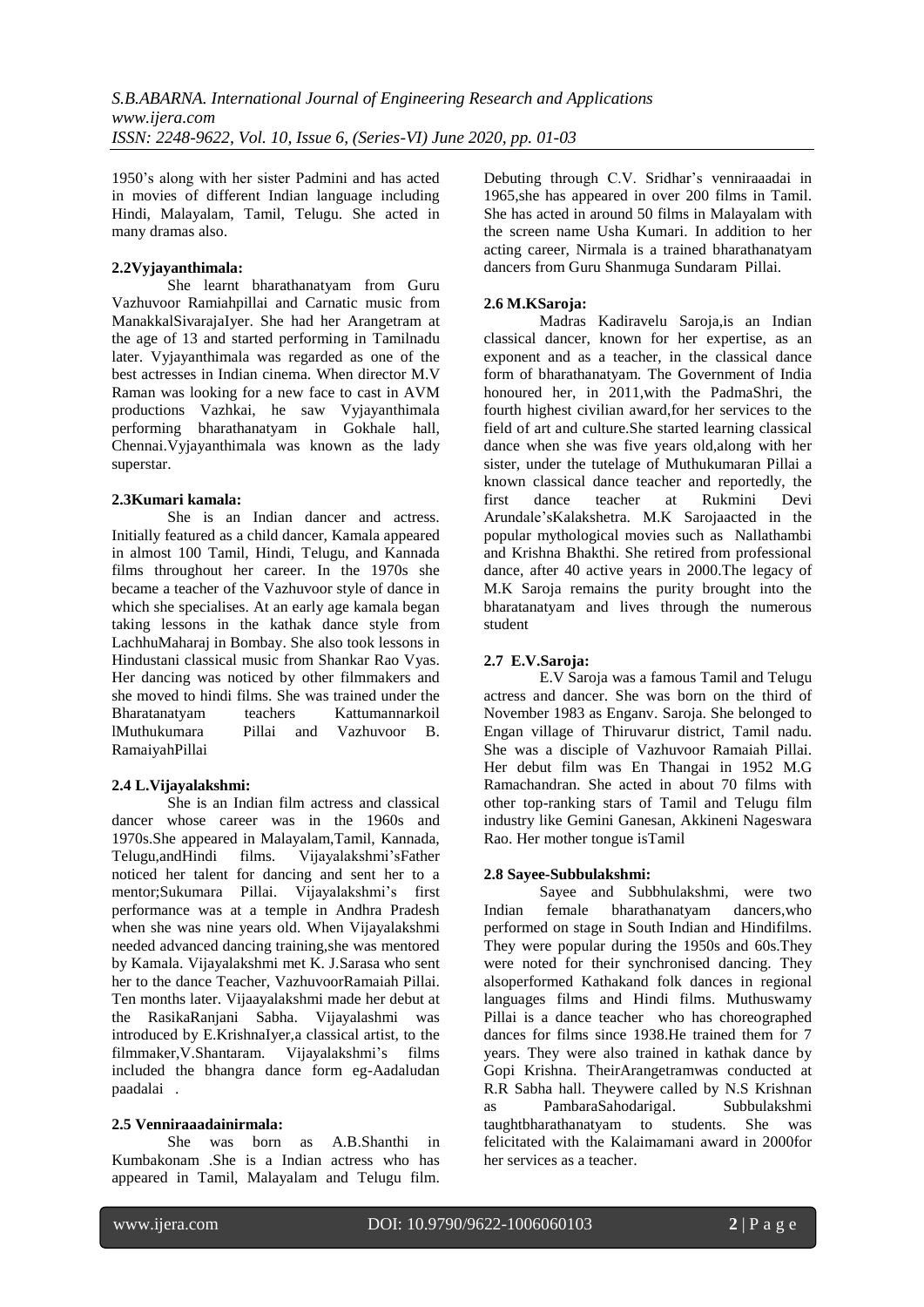1950's along with her sister Padmini and has acted in movies of different Indian language including Hindi, Malayalam, Tamil, Telugu. She acted in many dramas also.

### 2.2Vyjayanthimala:

She learnt bharathanatyam from Guru Vazhuvoor Ramiahpillai and Carnatic music from ManakkalSivarajaIyer. She had her Arangetram at the age of 13 and started performing in Tamilnadu later. Vyjayanthimala was regarded as one of the best actresses in Indian cinema. When director M.V Raman was looking for a new face to cast in AVM productions Vazhkai, he saw Vyjayanthimala performing bharathanatyam in Gokhale hall, Chennai.Vyjayanthimala was known as the lady superstar.

### 2.3Kumari kamala:

She is an Indian dancer and actress. Initially featured as a child dancer, Kamala appeared in almost 100 Tamil, Hindi, Telugu, and Kannada films throughout her career. In the 1970s she became a teacher of the Vazhuvoor style of dance in which she specialises. At an early age kamala began taking lessons in the kathak dance style from LachhuMaharaj in Bombay. She also took lessons in Hindustani classical music from Shankar Rao Vyas. Her dancing was noticed by other filmmakers and she moved to hindi films. She was trained under the Bharatanatyam teachers Kattumannarkoil lMuthukumara Pillai and Vazhuvoor B. RamaiyahPillai

### 2.4 L.Vijayalakshmi:

She is an Indian film actress and classical dancer whose career was in the 1960s and 1970s.She appeared in Malayalam,Tamil, Kannada, Telugu,andHindi films. Vijayalakshmi'sFather noticed her talent for dancing and sent her to a mentor;Sukumara Pillai. Vijayalakshmi's first performance was at a temple in Andhra Pradesh when she was nine years old. When Vijayalakshmi needed advanced dancing training,she was mentored by Kamala. Vijayalakshmi met K. J.Sarasa who sent her to the dance Teacher, VazhuvoorRamaiah Pillai. Ten months later. Vijaayalakshmi made her debut at the RasikaRanjani Sabha. Vijayalashmi was introduced by E.KrishnaIyer,a classical artist, to the filmmaker,V.Shantaram. Vijayalakshmi's films included the bhangra dance form eg-Aadaludan paadalai .

### 2.5 Venniraaadainirmala:

She was born as A.B.Shanthi in Kumbakonam .She is a Indian actress who has appeared in Tamil, Malayalam and Telugu film. Debuting through C.V. Sridhar's venniraaadai in 1965,she has appeared in over 200 films in Tamil. She has acted in around 50 films in Malayalam with the screen name Usha Kumari. In addition to her acting career, Nirmala is a trained bharathanatyam dancers from Guru Shanmuga Sundaram Pillai.

### 2.6 M.KSaroja:

Madras Kadiravelu Saroja,is an Indian classical dancer, known for her expertise, as an exponent and as a teacher, in the classical dance form of bharathanatyam. The Government of India honoured her, in 2011,with the PadmaShri, the fourth highest civilian award,for her services to the field of art and culture.She started learning classical dance when she was five years old,along with her sister, under the tutelage of Muthukumaran Pillai a known classical dance teacher and reportedly, the first dance teacher at Rukmini Devi Arundale'sKalakshetra. M.K Sarojaacted in the popular mythological movies such as Nallathambi and Krishna Bhakthi. She retired from professional dance, after 40 active years in 2000.The legacy of M.K Saroja remains the purity brought into the bharatanatyam and lives through the numerous student

### 2.7 E.V.Saroja:

E.V Saroja was a famous Tamil and Telugu actress and dancer. She was born on the third of November 1983 as Enganv. Saroja. She belonged to Engan village of Thiruvarur district, Tamil nadu. She was a disciple of Vazhuvoor Ramaiah Pillai. Her debut film was En Thangai in 1952 M.G Ramachandran. She acted in about 70 films with other top-ranking stars of Tamil and Telugu film industry like Gemini Ganesan, Akkineni Nageswara Rao. Her mother tongue isTamil

### 2.8 Sayee-Subbulakshmi:

Sayee and Subbhulakshmi, were two Indian female bharathanatyam dancers,who performed on stage in South Indian and Hindifilms. They were popular during the 1950s and 60s.They were noted for their synchronised dancing. They alsoperformed Kathakand folk dances in regional languages films and Hindi films. Muthuswamy Pillai is a dance teacher who has choreographed dances for films since 1938.He trained them for 7 years. They were also trained in kathak dance by Gopi Krishna. TheirArangetramwas conducted at R.R Sabha hall. Theywere called by N.S Krishnan as PambaraSahodarigal. Subbulakshmi taughtbharathanatyam to students. She was felicitated with the Kalaimamani award in 2000for her services as a teacher.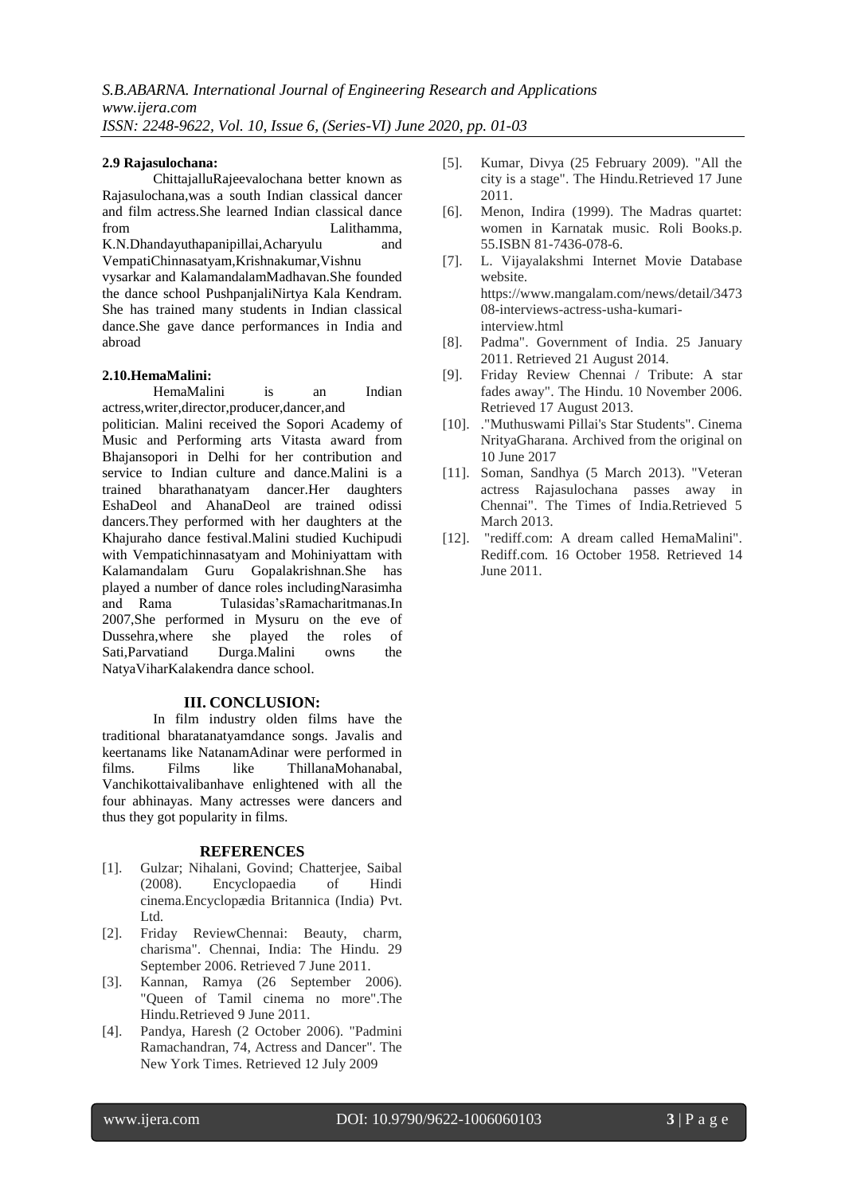#### 2.9 Rajasulochana:

ChittajalluRajeevalochana better known as Rajasulochana,was a south Indian classical dancer and film actress.She learned Indian classical dance from Lalithamma, K.N.Dhandayuthapanipillai,Acharyulu and VempatiChinnasatyam,Krishnakumar,Vishnu vysarkar and KalamandalamMadhavan.She founded the dance school PushpanjaliNirtya Kala Kendram. She has trained many students in Indian classical dance.She gave dance performances in India and abroad

#### 2.10.HemaMalini:

HemaMalini is an Indian actress,writer,director,producer,dancer,and politician. Malini received the Sopori Academy of Music and Performing arts Vitasta award from Bhajansopori in Delhi for her contribution and service to Indian culture and dance.Malini is a trained bharathanatyam dancer.Her daughters EshaDeol and AhanaDeol are trained odissi dancers.They performed with her daughters at the Khajuraho dance festival.Malini studied Kuchipudi with Vempatichinnasatyam and Mohiniyattam with Kalamandalam Guru Gopalakrishnan.She has played a number of dance roles includingNarasimha and Rama Tulasidas'sRamacharitmanas.In 2007,She performed in Mysuru on the eve of Dussehra,where she played the roles of Sati,Parvatiand Durga.Malini owns the NatyaViharKalakendra dance school.

## III. CONCLUSION:

In film industry olden films have the traditional bharatanatyamdance songs. Javalis and keertanams like NatanamAdinar were performed in films. Films like ThillanaMohanabal, Vanchikottaivalibanhave enlightened with all the four abhinayas. Many actresses were dancers and thus they got popularity in films.

## REFERENCES

- [1]. Gulzar; Nihalani, Govind; Chatterjee, Saibal (2008). Encyclopaedia of Hindi cinema.Encyclopædia Britannica (India) Pvt. Ltd.
- [2]. Friday ReviewChennai: Beauty, charm, charisma". Chennai, India: The Hindu. 29 September 2006. Retrieved 7 June 2011.
- [3]. Kannan, Ramya (26 September 2006). "Queen of Tamil cinema no more".The Hindu.Retrieved 9 June 2011.
- [4]. Pandya, Haresh (2 October 2006). "Padmini Ramachandran, 74, Actress and Dancer". The New York Times. Retrieved 12 July 2009
- [5]. Kumar, Divya (25 February 2009). "All the city is a stage". The Hindu.Retrieved 17 June 2011.
- [6]. Menon, Indira (1999). The Madras quartet: women in Karnatak music. Roli Books.p. 55.ISBN 81-7436-078-6.
- [7]. L. Vijayalakshmi Internet Movie Database website. https://www.mangalam.com/news/detail/347308-interviews-actress-usha-kumari-interview.html
- [8]. Padma". Government of India. 25 January 2011. Retrieved 21 August 2014.
- [9]. Friday Review Chennai / Tribute: A star fades away". The Hindu. 10 November 2006. Retrieved 17 August 2013.
- [10]. ."Muthuswami Pillai's Star Students". Cinema NrityaGharana. Archived from the original on 10 June 2017
- [11]. Soman, Sandhya (5 March 2013). "Veteran actress Rajasulochana passes away in Chennai". The Times of India.Retrieved 5 March 2013.
- [12]. "rediff.com: A dream called HemaMalini". Rediff.com. 16 October 1958. Retrieved 14 June 2011.